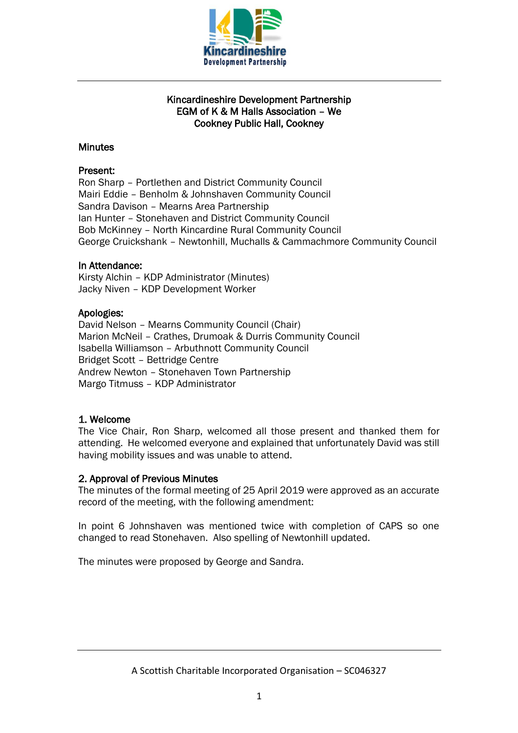# Kincardineshire Development Partnership
## EGM of K & M Halls Association – We
## Cookney Public Hall, Cookney

**Minutes**

**Present:**
Ron Sharp – Portlethen and District Community Council
Mairi Eddie – Benholm & Johnshaven Community Council
Sandra Davison – Mearns Area Partnership
Ian Hunter – Stonehaven and District Community Council
Bob McKinney – North Kincardine Rural Community Council
George Cruickshank – Newtonhill, Muchalls & Cammachmore Community Council

**In Attendance:**
Kirsty Alchin – KDP Administrator (Minutes)
Jacky Niven – KDP Development Worker

**Apologies:**
David Nelson – Mearns Community Council (Chair)
Marion McNeil – Crathes, Drumoak & Durris Community Council
Isabella Williamson – Arbuthnott Community Council
Bridget Scott – Bettridge Centre
Andrew Newton – Stonehaven Town Partnership
Margo Titmuss – KDP Administrator

### 1. Welcome

The Vice Chair, Ron Sharp, welcomed all those present and thanked them for attending. He welcomed everyone and explained that unfortunately David was still having mobility issues and was unable to attend.

### 2. Approval of Previous Minutes

The minutes of the formal meeting of 25 April 2019 were approved as an accurate record of the meeting, with the following amendment:

In point 6 Johnshaven was mentioned twice with completion of CAPS so one changed to read Stonehaven. Also spelling of Newtonhill updated.

The minutes were proposed by George and Sandra.

A Scottish Charitable Incorporated Organisation – SC046327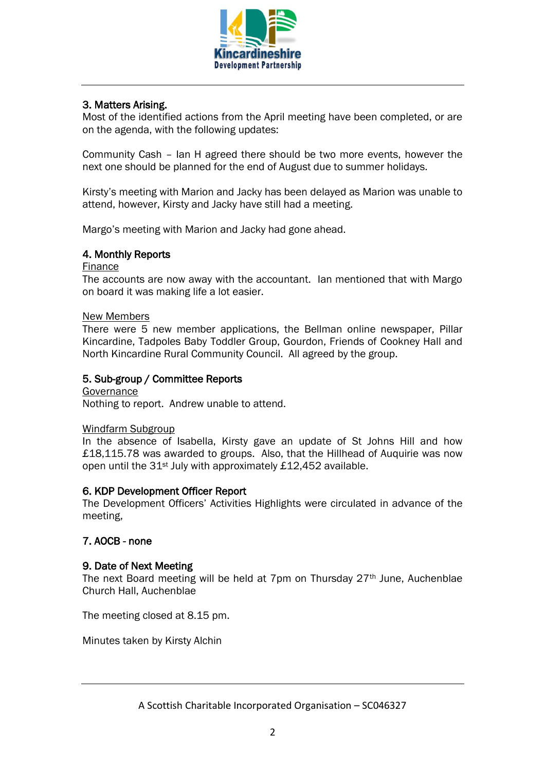## 3. Matters Arising.

Most of the identified actions from the April meeting have been completed, or are on the agenda, with the following updates:

Community Cash – Ian H agreed there should be two more events, however the next one should be planned for the end of August due to summer holidays.

Kirsty's meeting with Marion and Jacky has been delayed as Marion was unable to attend, however, Kirsty and Jacky have still had a meeting.

Margo's meeting with Marion and Jacky had gone ahead.

## 4. Monthly Reports

Finance

The accounts are now away with the accountant. Ian mentioned that with Margo on board it was making life a lot easier.

New Members

There were 5 new member applications, the Bellman online newspaper, Pillar Kincardine, Tadpoles Baby Toddler Group, Gourdon, Friends of Cookney Hall and North Kincardine Rural Community Council. All agreed by the group.

## 5. Sub-group / Committee Reports

Governance

Nothing to report. Andrew unable to attend.

Windfarm Subgroup

In the absence of Isabella, Kirsty gave an update of St Johns Hill and how £18,115.78 was awarded to groups. Also, that the Hillhead of Auquirie was now open until the 31st July with approximately £12,452 available.

## 6. KDP Development Officer Report

The Development Officers' Activities Highlights were circulated in advance of the meeting,

## 7. AOCB - none

## 9. Date of Next Meeting

The next Board meeting will be held at 7pm on Thursday 27th June, Auchenblae Church Hall, Auchenblae

The meeting closed at 8.15 pm.

Minutes taken by Kirsty Alchin

A Scottish Charitable Incorporated Organisation – SC046327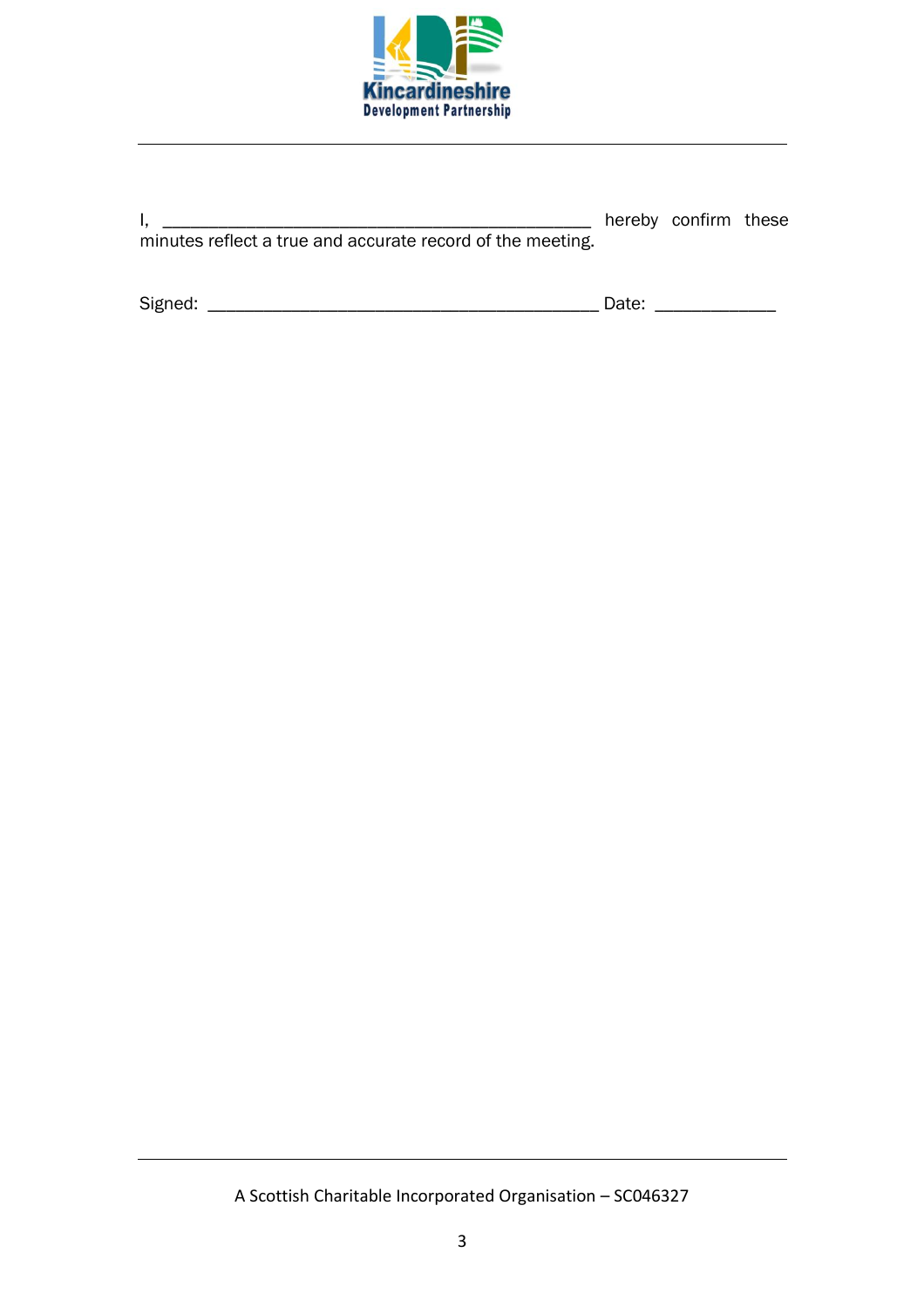I, _______________________________________________ hereby confirm these minutes reflect a true and accurate record of the meeting.

Signed: ___________________________________________ Date: _____________

A Scottish Charitable Incorporated Organisation – SC046327